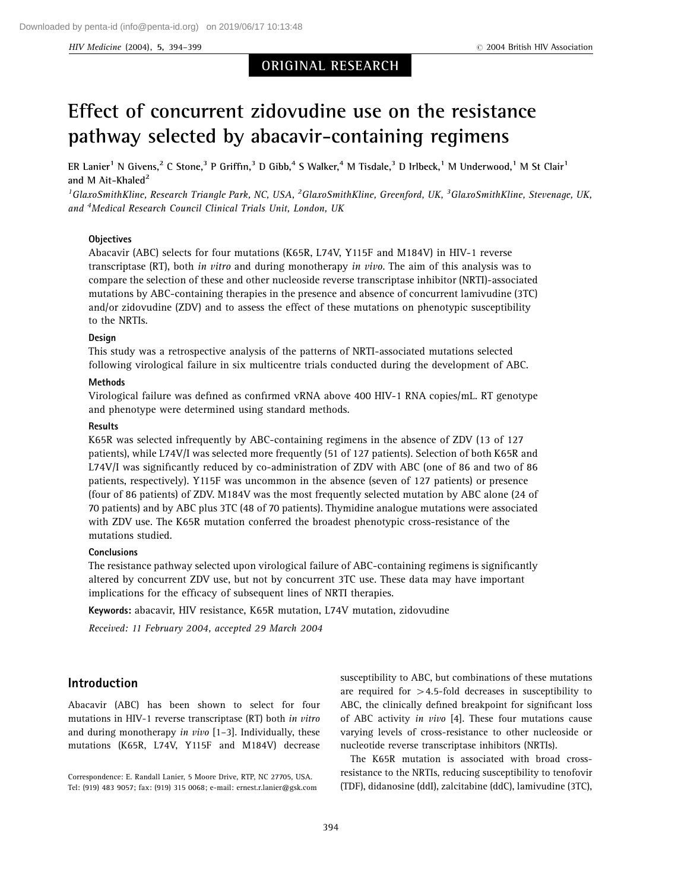ORIGINAL RESEARCH

# Effect of concurrent zidovudine use on the resistance pathway selected by abacavir-containing regimens

ER Lanier[1] N Givens,[2] C Stone,[3] P Griffin,[3] D Gibb,[4] S Walker,[4] M Tisdale,[3] D Irlbeck,[1] M Underwood,[1] M St Clair[1] and M Ait-Khaled[2]

[1]GlaxoSmithKline, Research Triangle Park, NC, USA, [2]GlaxoSmithKline, Greenford, UK, [3]GlaxoSmithKline, Stevenage, UK, and [4]Medical Research Council Clinical Trials Unit, London, UK

### Objectives

Abacavir (ABC) selects for four mutations (K65R, L74V, Y115F and M184V) in HIV-1 reverse transcriptase (RT), both *in vitro* and during monotherapy *in vivo*. The aim of this analysis was to compare the selection of these and other nucleoside reverse transcriptase inhibitor (NRTI)-associated mutations by ABC-containing therapies in the presence and absence of concurrent lamivudine (3TC) and/or zidovudine (ZDV) and to assess the effect of these mutations on phenotypic susceptibility to the NRTIs.

### Design

This study was a retrospective analysis of the patterns of NRTI-associated mutations selected following virological failure in six multicentre trials conducted during the development of ABC.

### Methods

Virological failure was defined as confirmed vRNA above 400 HIV-1 RNA copies/mL. RT genotype and phenotype were determined using standard methods.

### Results

K65R was selected infrequently by ABC-containing regimens in the absence of ZDV (13 of 127 patients), while L74V/I was selected more frequently (51 of 127 patients). Selection of both K65R and L74V/I was significantly reduced by co-administration of ZDV with ABC (one of 86 and two of 86 patients, respectively). Y115F was uncommon in the absence (seven of 127 patients) or presence (four of 86 patients) of ZDV. M184V was the most frequently selected mutation by ABC alone (24 of 70 patients) and by ABC plus 3TC (48 of 70 patients). Thymidine analogue mutations were associated with ZDV use. The K65R mutation conferred the broadest phenotypic cross-resistance of the mutations studied.

### Conclusions

The resistance pathway selected upon virological failure of ABC-containing regimens is significantly altered by concurrent ZDV use, but not by concurrent 3TC use. These data may have important implications for the efficacy of subsequent lines of NRTI therapies.

**Keywords:** abacavir, HIV resistance, K65R mutation, L74V mutation, zidovudine

*Received: 11 February 2004, accepted 29 March 2004*

## Introduction

Abacavir (ABC) has been shown to select for four mutations in HIV-1 reverse transcriptase (RT) both *in vitro* and during monotherapy *in vivo* [1–3]. Individually, these mutations (K65R, L74V, Y115F and M184V) decrease susceptibility to ABC, but combinations of these mutations are required for >4.5-fold decreases in susceptibility to ABC, the clinically defined breakpoint for significant loss of ABC activity *in vivo* [4]. These four mutations cause varying levels of cross-resistance to other nucleoside or nucleotide reverse transcriptase inhibitors (NRTIs).

The K65R mutation is associated with broad cross-resistance to the NRTIs, reducing susceptibility to tenofovir (TDF), didanosine (ddI), zalcitabine (ddC), lamivudine (3TC),

Correspondence: E. Randall Lanier, 5 Moore Drive, RTP, NC 27705, USA. Tel: (919) 483 9057; fax: (919) 315 0068; e-mail: ernest.r.lanier@gsk.com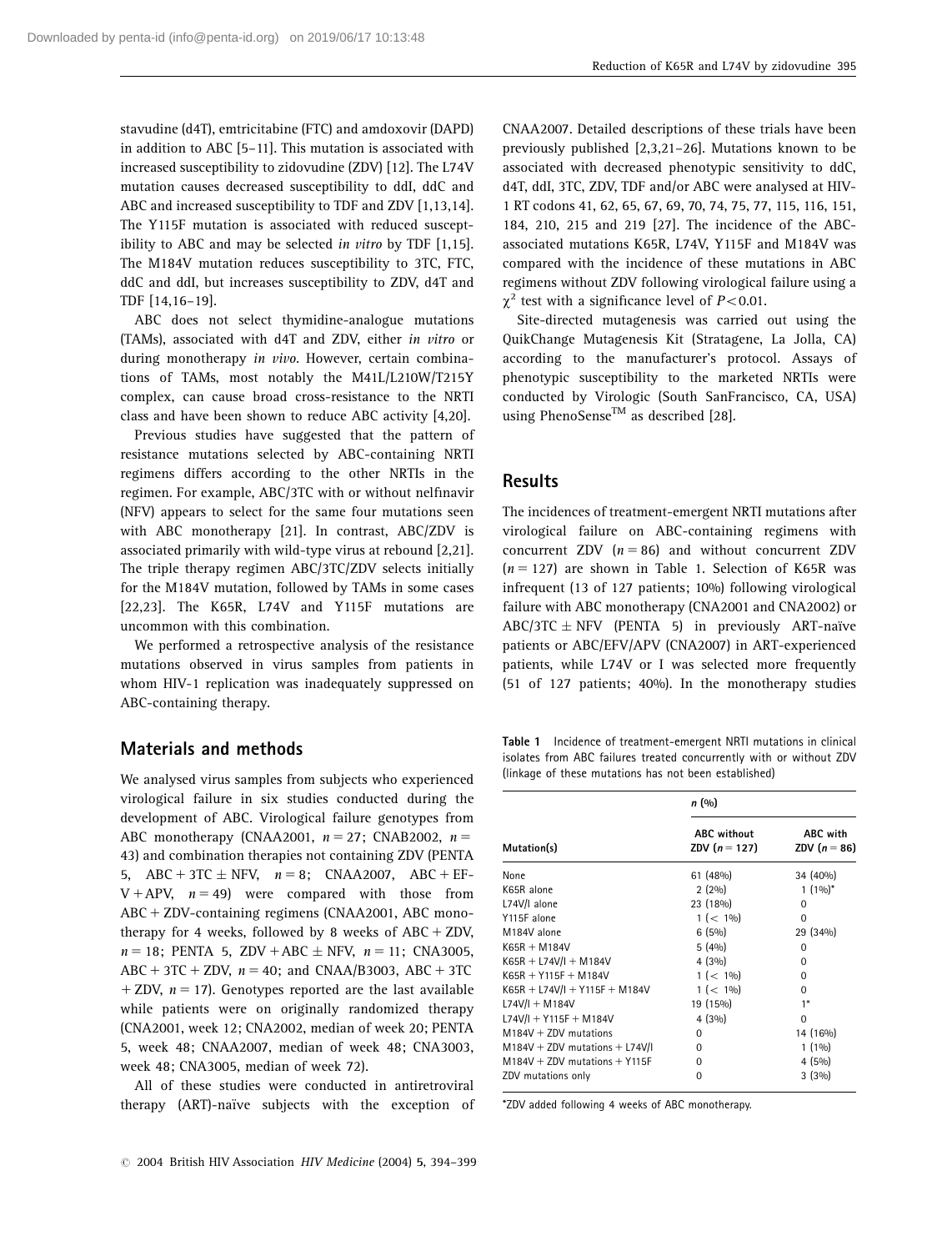stavudine (d4T), emtricitabine (FTC) and amdoxovir (DAPD) in addition to ABC [5–11]. This mutation is associated with increased susceptibility to zidovudine (ZDV) [12]. The L74V mutation causes decreased susceptibility to ddI, ddC and ABC and increased susceptibility to TDF and ZDV [1,13,14]. The Y115F mutation is associated with reduced susceptibility to ABC and may be selected *in vitro* by TDF [1,15]. The M184V mutation reduces susceptibility to 3TC, FTC, ddC and ddI, but increases susceptibility to ZDV, d4T and TDF [14,16–19].

ABC does not select thymidine-analogue mutations (TAMs), associated with d4T and ZDV, either *in vitro* or during monotherapy *in vivo*. However, certain combinations of TAMs, most notably the M41L/L210W/T215Y complex, can cause broad cross-resistance to the NRTI class and have been shown to reduce ABC activity [4,20].

Previous studies have suggested that the pattern of resistance mutations selected by ABC-containing NRTI regimens differs according to the other NRTIs in the regimen. For example, ABC/3TC with or without nelfinavir (NFV) appears to select for the same four mutations seen with ABC monotherapy [21]. In contrast, ABC/ZDV is associated primarily with wild-type virus at rebound [2,21]. The triple therapy regimen ABC/3TC/ZDV selects initially for the M184V mutation, followed by TAMs in some cases [22,23]. The K65R, L74V and Y115F mutations are uncommon with this combination.

We performed a retrospective analysis of the resistance mutations observed in virus samples from patients in whom HIV-1 replication was inadequately suppressed on ABC-containing therapy.

## Materials and methods

We analysed virus samples from subjects who experienced virological failure in six studies conducted during the development of ABC. Virological failure genotypes from ABC monotherapy (CNAA2001, $n=27$; CNAB2002, $n=43$) and combination therapies not containing ZDV (PENTA 5, ABC + 3TC ± NFV, $n=8$; CNAA2007, ABC + EFV + APV, $n=49$) were compared with those from ABC + ZDV-containing regimens (CNAA2001, ABC monotherapy for 4 weeks, followed by 8 weeks of ABC + ZDV, $n=18$; PENTA 5, ZDV + ABC ± NFV, $n=11$; CNA3005, ABC + 3TC + ZDV, $n=40$; and CNAA/B3003, ABC + 3TC + ZDV, $n=17$). Genotypes reported are the last available while patients were on originally randomized therapy (CNA2001, week 12; CNA2002, median of week 20; PENTA 5, week 48; CNAA2007, median of week 48; CNA3003, week 48; CNA3005, median of week 72).

All of these studies were conducted in antiretroviral therapy (ART)-naïve subjects with the exception of CNAA2007. Detailed descriptions of these trials have been previously published [2,3,21–26]. Mutations known to be associated with decreased phenotypic sensitivity to ddC, d4T, ddI, 3TC, ZDV, TDF and/or ABC were analysed at HIV-1 RT codons 41, 62, 65, 67, 69, 70, 74, 75, 77, 115, 116, 151, 184, 210, 215 and 219 [27]. The incidence of the ABC-associated mutations K65R, L74V, Y115F and M184V was compared with the incidence of these mutations in ABC regimens without ZDV following virological failure using a $\chi^2$ test with a significance level of $P<0.01$.

Site-directed mutagenesis was carried out using the QuikChange Mutagenesis Kit (Stratagene, La Jolla, CA) according to the manufacturer's protocol. Assays of phenotypic susceptibility to the marketed NRTIs were conducted by Virologic (South SanFrancisco, CA, USA) using PhenoSense™ as described [28].

## Results

The incidences of treatment-emergent NRTI mutations after virological failure on ABC-containing regimens with concurrent ZDV ($n=86$) and without concurrent ZDV ($n=127$) are shown in Table 1. Selection of K65R was infrequent (13 of 127 patients; 10%) following virological failure with ABC monotherapy (CNA2001 and CNA2002) or ABC/3TC ± NFV (PENTA 5) in previously ART-naïve patients or ABC/EFV/APV (CNA2007) in ART-experienced patients, while L74V or I was selected more frequently (51 of 127 patients; 40%). In the monotherapy studies

**Table 1** Incidence of treatment-emergent NRTI mutations in clinical isolates from ABC failures treated concurrently with or without ZDV (linkage of these mutations has not been established)

| | n (%) | |
|---|---|---|
| Mutation(s) | ABC without ZDV ($n=127$) | ABC with ZDV ($n=86$) |
| None | 61 (48%) | 34 (40%) |
| K65R alone | 2 (2%) | 1 (1%)* |
| L74V/I alone | 23 (18%) | 0 |
| Y115F alone | 1 (< 1%) | 0 |
| M184V alone | 6 (5%) | 29 (34%) |
| K65R + M184V | 5 (4%) | 0 |
| K65R + L74V/I + M184V | 4 (3%) | 0 |
| K65R + Y115F + M184V | 1 (< 1%) | 0 |
| K65R + L74V/I + Y115F + M184V | 1 (< 1%) | 0 |
| L74V/I + M184V | 19 (15%) | 1* |
| L74V/I + Y115F + M184V | 4 (3%) | 0 |
| M184V + ZDV mutations | 0 | 14 (16%) |
| M184V + ZDV mutations + L74V/I | 0 | 1 (1%) |
| M184V + ZDV mutations + Y115F | 0 | 4 (5%) |
| ZDV mutations only | 0 | 3 (3%) |

*ZDV added following 4 weeks of ABC monotherapy.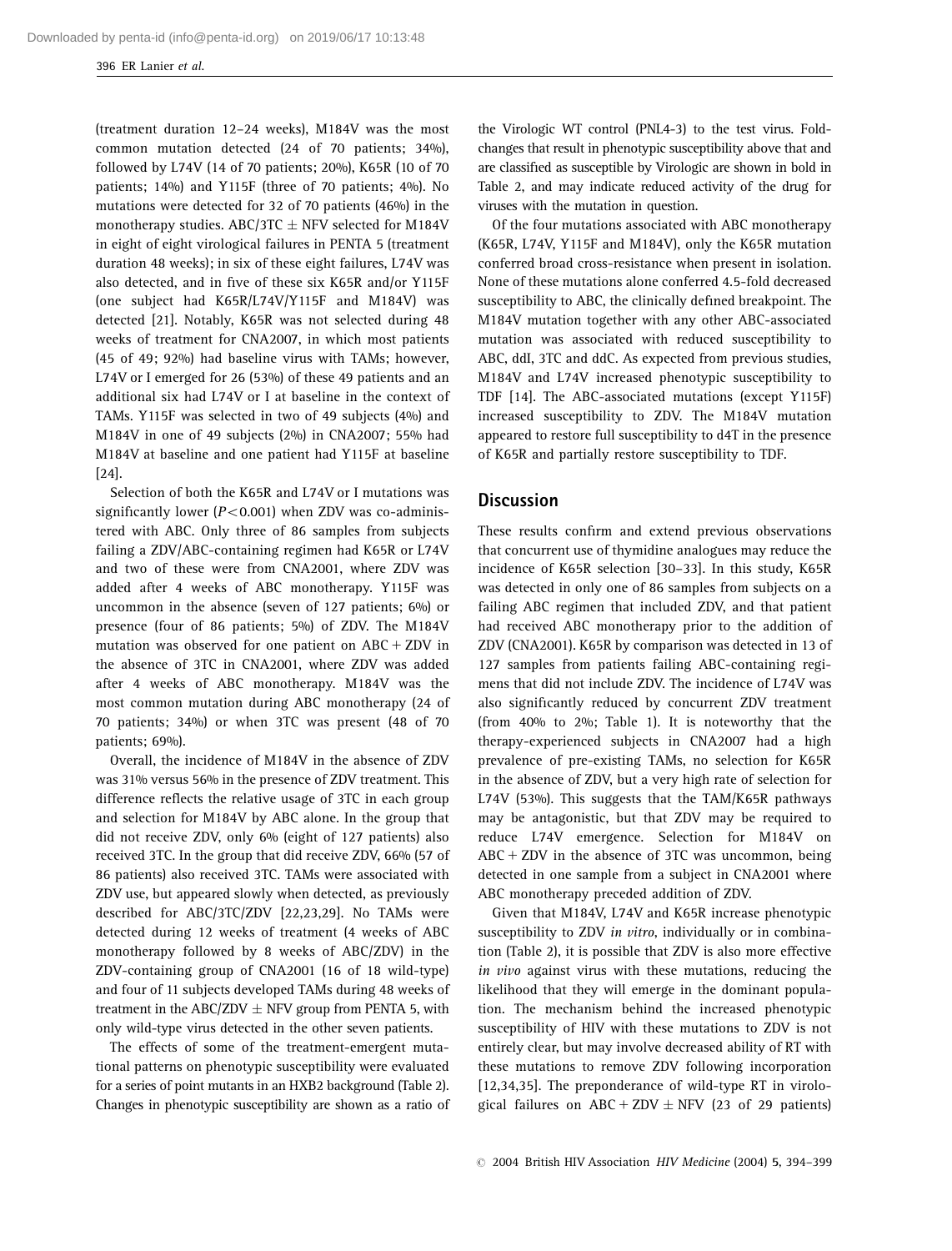(treatment duration 12–24 weeks), M184V was the most common mutation detected (24 of 70 patients; 34%), followed by L74V (14 of 70 patients; 20%), K65R (10 of 70 patients; 14%) and Y115F (three of 70 patients; 4%). No mutations were detected for 32 of 70 patients (46%) in the monotherapy studies. ABC/3TC ± NFV selected for M184V in eight of eight virological failures in PENTA 5 (treatment duration 48 weeks); in six of these eight failures, L74V was also detected, and in five of these six K65R and/or Y115F (one subject had K65R/L74V/Y115F and M184V) was detected [21]. Notably, K65R was not selected during 48 weeks of treatment for CNA2007, in which most patients (45 of 49; 92%) had baseline virus with TAMs; however, L74V or I emerged for 26 (53%) of these 49 patients and an additional six had L74V or I at baseline in the context of TAMs. Y115F was selected in two of 49 subjects (4%) and M184V in one of 49 subjects (2%) in CNA2007; 55% had M184V at baseline and one patient had Y115F at baseline [24].

Selection of both the K65R and L74V or I mutations was significantly lower ($P < 0.001$) when ZDV was co-administered with ABC. Only three of 86 samples from subjects failing a ZDV/ABC-containing regimen had K65R or L74V and two of these were from CNA2001, where ZDV was added after 4 weeks of ABC monotherapy. Y115F was uncommon in the absence (seven of 127 patients; 6%) or presence (four of 86 patients; 5%) of ZDV. The M184V mutation was observed for one patient on ABC + ZDV in the absence of 3TC in CNA2001, where ZDV was added after 4 weeks of ABC monotherapy. M184V was the most common mutation during ABC monotherapy (24 of 70 patients; 34%) or when 3TC was present (48 of 70 patients; 69%).

Overall, the incidence of M184V in the absence of ZDV was 31% versus 56% in the presence of ZDV treatment. This difference reflects the relative usage of 3TC in each group and selection for M184V by ABC alone. In the group that did not receive ZDV, only 6% (eight of 127 patients) also received 3TC. In the group that did receive ZDV, 66% (57 of 86 patients) also received 3TC. TAMs were associated with ZDV use, but appeared slowly when detected, as previously described for ABC/3TC/ZDV [22,23,29]. No TAMs were detected during 12 weeks of treatment (4 weeks of ABC monotherapy followed by 8 weeks of ABC/ZDV) in the ZDV-containing group of CNA2001 (16 of 18 wild-type) and four of 11 subjects developed TAMs during 48 weeks of treatment in the ABC/ZDV ± NFV group from PENTA 5, with only wild-type virus detected in the other seven patients.

The effects of some of the treatment-emergent mutational patterns on phenotypic susceptibility were evaluated for a series of point mutants in an HXB2 background (Table 2). Changes in phenotypic susceptibility are shown as a ratio of the Virologic WT control (PNL4-3) to the test virus. Fold-changes that result in phenotypic susceptibility above that and are classified as susceptible by Virologic are shown in bold in Table 2, and may indicate reduced activity of the drug for viruses with the mutation in question.

Of the four mutations associated with ABC monotherapy (K65R, L74V, Y115F and M184V), only the K65R mutation conferred broad cross-resistance when present in isolation. None of these mutations alone conferred 4.5-fold decreased susceptibility to ABC, the clinically defined breakpoint. The M184V mutation together with any other ABC-associated mutation was associated with reduced susceptibility to ABC, ddI, 3TC and ddC. As expected from previous studies, M184V and L74V increased phenotypic susceptibility to TDF [14]. The ABC-associated mutations (except Y115F) increased susceptibility to ZDV. The M184V mutation appeared to restore full susceptibility to d4T in the presence of K65R and partially restore susceptibility to TDF.

## Discussion

These results confirm and extend previous observations that concurrent use of thymidine analogues may reduce the incidence of K65R selection [30–33]. In this study, K65R was detected in only one of 86 samples from subjects on a failing ABC regimen that included ZDV, and that patient had received ABC monotherapy prior to the addition of ZDV (CNA2001). K65R by comparison was detected in 13 of 127 samples from patients failing ABC-containing regimens that did not include ZDV. The incidence of L74V was also significantly reduced by concurrent ZDV treatment (from 40% to 2%; Table 1). It is noteworthy that the therapy-experienced subjects in CNA2007 had a high prevalence of pre-existing TAMs, no selection for K65R in the absence of ZDV, but a very high rate of selection for L74V (53%). This suggests that the TAM/K65R pathways may be antagonistic, but that ZDV may be required to reduce L74V emergence. Selection for M184V on ABC + ZDV in the absence of 3TC was uncommon, being detected in one sample from a subject in CNA2001 where ABC monotherapy preceded addition of ZDV.

Given that M184V, L74V and K65R increase phenotypic susceptibility to ZDV *in vitro*, individually or in combination (Table 2), it is possible that ZDV is also more effective *in vivo* against virus with these mutations, reducing the likelihood that they will emerge in the dominant population. The mechanism behind the increased phenotypic susceptibility of HIV with these mutations to ZDV is not entirely clear, but may involve decreased ability of RT with these mutations to remove ZDV following incorporation [12,34,35]. The preponderance of wild-type RT in virological failures on ABC + ZDV ± NFV (23 of 29 patients)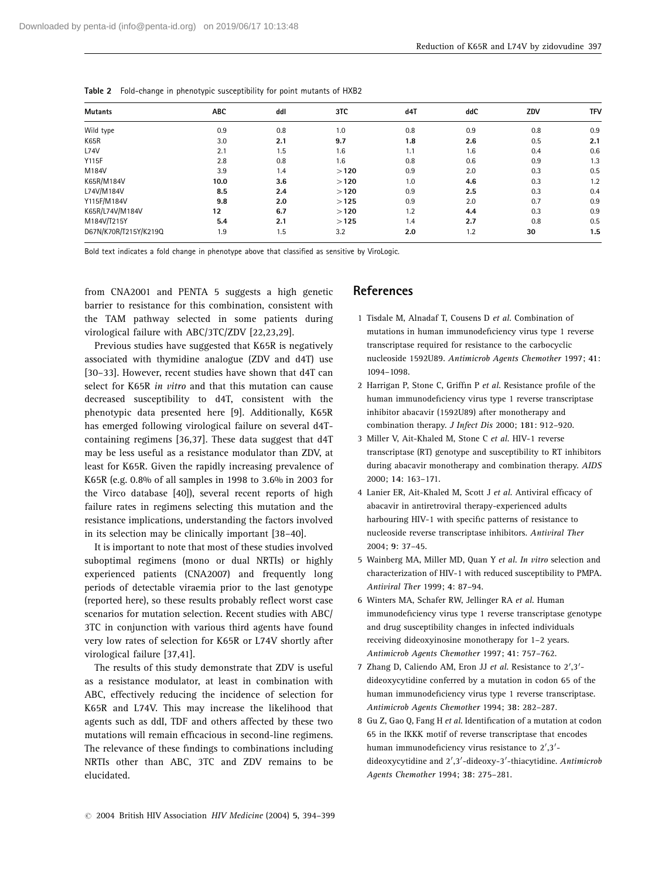**Table 2** Fold-change in phenotypic susceptibility for point mutants of HXB2

| Mutants | ABC | ddI | 3TC | d4T | ddC | ZDV | TFV |
|---|---|---|---|---|---|---|---|
| Wild type | 0.9 | 0.8 | 1.0 | 0.8 | 0.9 | 0.8 | 0.9 |
| K65R | 3.0 | **2.1** | **9.7** | **1.8** | **2.6** | 0.5 | **2.1** |
| L74V | 2.1 | 1.5 | 1.6 | 1.1 | 1.6 | 0.4 | 0.6 |
| Y115F | 2.8 | 0.8 | 1.6 | 0.8 | 0.6 | 0.9 | 1.3 |
| M184V | 3.9 | 1.4 | **> 120** | 0.9 | 2.0 | 0.3 | 0.5 |
| K65R/M184V | **10.0** | **3.6** | **> 120** | 1.0 | **4.6** | 0.3 | 1.2 |
| L74V/M184V | **8.5** | **2.4** | **> 120** | 0.9 | **2.5** | 0.3 | 0.4 |
| Y115F/M184V | **9.8** | **2.0** | **> 125** | 0.9 | 2.0 | 0.7 | 0.9 |
| K65R/L74V/M184V | **12** | **6.7** | **> 120** | 1.2 | **4.4** | 0.3 | 0.9 |
| M184V/T215Y | **5.4** | **2.1** | **> 125** | 1.4 | **2.7** | 0.8 | 0.5 |
| D67N/K70R/T215Y/K219Q | 1.9 | 1.5 | 3.2 | **2.0** | 1.2 | **30** | **1.5** |

Bold text indicates a fold change in phenotype above that classified as sensitive by ViroLogic.

from CNA2001 and PENTA 5 suggests a high genetic barrier to resistance for this combination, consistent with the TAM pathway selected in some patients during virological failure with ABC/3TC/ZDV [22,23,29].

Previous studies have suggested that K65R is negatively associated with thymidine analogue (ZDV and d4T) use [30–33]. However, recent studies have shown that d4T can select for K65R *in vitro* and that this mutation can cause decreased susceptibility to d4T, consistent with the phenotypic data presented here [9]. Additionally, K65R has emerged following virological failure on several d4T-containing regimens [36,37]. These data suggest that d4T may be less useful as a resistance modulator than ZDV, at least for K65R. Given the rapidly increasing prevalence of K65R (e.g. 0.8% of all samples in 1998 to 3.6% in 2003 for the Virco database [40]), several recent reports of high failure rates in regimens selecting this mutation and the resistance implications, understanding the factors involved in its selection may be clinically important [38–40].

It is important to note that most of these studies involved suboptimal regimens (mono or dual NRTIs) or highly experienced patients (CNA2007) and frequently long periods of detectable viraemia prior to the last genotype (reported here), so these results probably reflect worst case scenarios for mutation selection. Recent studies with ABC/3TC in conjunction with various third agents have found very low rates of selection for K65R or L74V shortly after virological failure [37,41].

The results of this study demonstrate that ZDV is useful as a resistance modulator, at least in combination with ABC, effectively reducing the incidence of selection for K65R and L74V. This may increase the likelihood that agents such as ddI, TDF and others affected by these two mutations will remain efficacious in second-line regimens. The relevance of these findings to combinations including NRTIs other than ABC, 3TC and ZDV remains to be elucidated.

## References

1 Tisdale M, Alnadaf T, Cousens D *et al*. Combination of mutations in human immunodeficiency virus type 1 reverse transcriptase required for resistance to the carbocyclic nucleoside 1592U89. *Antimicrob Agents Chemother* 1997; **41**: 1094–1098.

2 Harrigan P, Stone C, Griffin P *et al*. Resistance profile of the human immunodeficiency virus type 1 reverse transcriptase inhibitor abacavir (1592U89) after monotherapy and combination therapy. *J Infect Dis* 2000; **181**: 912–920.

3 Miller V, Ait-Khaled M, Stone C *et al*. HIV-1 reverse transcriptase (RT) genotype and susceptibility to RT inhibitors during abacavir monotherapy and combination therapy. *AIDS* 2000; **14**: 163–171.

4 Lanier ER, Ait-Khaled M, Scott J *et al*. Antiviral efficacy of abacavir in antiretroviral therapy-experienced adults harbouring HIV-1 with specific patterns of resistance to nucleoside reverse transcriptase inhibitors. *Antiviral Ther* 2004; **9**: 37–45.

5 Wainberg MA, Miller MD, Quan Y *et al*. *In vitro* selection and characterization of HIV-1 with reduced susceptibility to PMPA. *Antiviral Ther* 1999; **4**: 87–94.

6 Winters MA, Schafer RW, Jellinger RA *et al*. Human immunodeficiency virus type 1 reverse transcriptase genotype and drug susceptibility changes in infected individuals receiving dideoxyinosine monotherapy for 1–2 years. *Antimicrob Agents Chemother* 1997; **41**: 757–762.

7 Zhang D, Caliendo AM, Eron JJ *et al*. Resistance to 2′,3′-dideoxycytidine conferred by a mutation in codon 65 of the human immunodeficiency virus type 1 reverse transcriptase. *Antimicrob Agents Chemother* 1994; **38**: 282–287.

8 Gu Z, Gao Q, Fang H *et al*. Identification of a mutation at codon 65 in the IKKK motif of reverse transcriptase that encodes human immunodeficiency virus resistance to 2′,3′-dideoxycytidine and 2′,3′-dideoxy-3′-thiacytidine. *Antimicrob Agents Chemother* 1994; **38**: 275–281.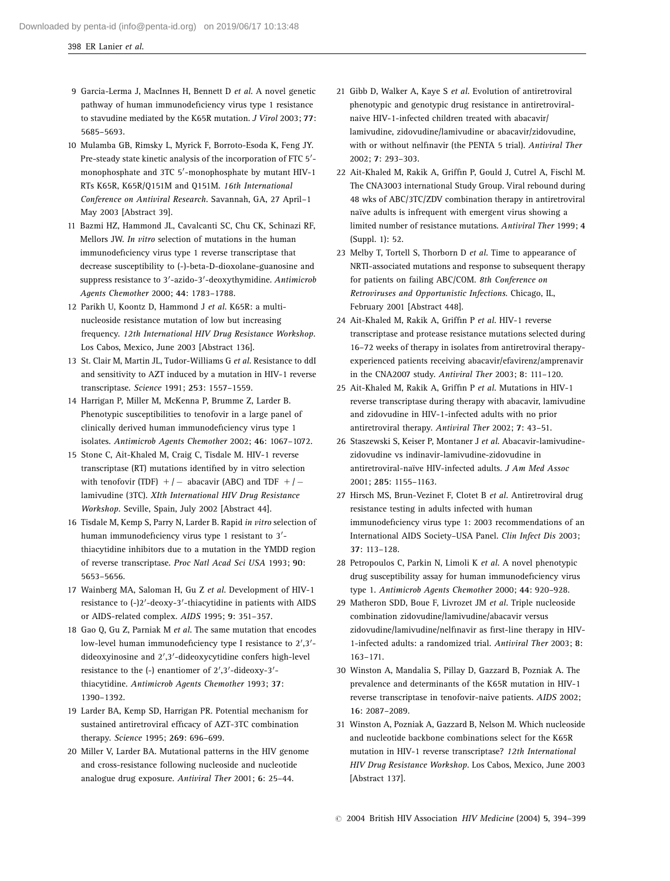9 Garcia-Lerma J, MacInnes H, Bennett D *et al.* A novel genetic pathway of human immunodeficiency virus type 1 resistance to stavudine mediated by the K65R mutation. *J Virol* 2003; **77**: 5685–5693.

10 Mulamba GB, Rimsky L, Myrick F, Borroto-Esoda K, Feng JY. Pre-steady state kinetic analysis of the incorporation of FTC 5′-monophosphate and 3TC 5′-monophosphate by mutant HIV-1 RTs K65R, K65R/Q151M and Q151M. *16th International Conference on Antiviral Research*. Savannah, GA, 27 April–1 May 2003 [Abstract 39].

11 Bazmi HZ, Hammond JL, Cavalcanti SC, Chu CK, Schinazi RF, Mellors JW. *In vitro* selection of mutations in the human immunodeficiency virus type 1 reverse transcriptase that decrease susceptibility to (-)-beta-D-dioxolane-guanosine and suppress resistance to 3′-azido-3′-deoxythymidine. *Antimicrob Agents Chemother* 2000; **44**: 1783–1788.

12 Parikh U, Koontz D, Hammond J *et al.* K65R: a multi-nucleoside resistance mutation of low but increasing frequency. *12th International HIV Drug Resistance Workshop*. Los Cabos, Mexico, June 2003 [Abstract 136].

13 St. Clair M, Martin JL, Tudor-Williams G *et al.* Resistance to ddI and sensitivity to AZT induced by a mutation in HIV-1 reverse transcriptase. *Science* 1991; **253**: 1557–1559.

14 Harrigan P, Miller M, McKenna P, Brumme Z, Larder B. Phenotypic susceptibilities to tenofovir in a large panel of clinically derived human immunodeficiency virus type 1 isolates. *Antimicrob Agents Chemother* 2002; **46**: 1067–1072.

15 Stone C, Ait-Khaled M, Craig C, Tisdale M. HIV-1 reverse transcriptase (RT) mutations identified by in vitro selection with tenofovir (TDF) +/− abacavir (ABC) and TDF +/− lamivudine (3TC). *XIth International HIV Drug Resistance Workshop*. Seville, Spain, July 2002 [Abstract 44].

16 Tisdale M, Kemp S, Parry N, Larder B. Rapid *in vitro* selection of human immunodeficiency virus type 1 resistant to 3′-thiacytidine inhibitors due to a mutation in the YMDD region of reverse transcriptase. *Proc Natl Acad Sci USA* 1993; **90**: 5653–5656.

17 Wainberg MA, Saloman H, Gu Z *et al.* Development of HIV-1 resistance to (-)2′-deoxy-3′-thiacytidine in patients with AIDS or AIDS-related complex. *AIDS* 1995; **9**: 351–357.

18 Gao Q, Gu Z, Parniak M *et al.* The same mutation that encodes low-level human immunodeficiency type I resistance to 2′,3′-dideoxyinosine and 2′,3′-dideoxycytidine confers high-level resistance to the (-) enantiomer of 2′,3′-dideoxy-3′-thiacytidine. *Antimicrob Agents Chemother* 1993; **37**: 1390–1392.

19 Larder BA, Kemp SD, Harrigan PR. Potential mechanism for sustained antiretroviral efficacy of AZT-3TC combination therapy. *Science* 1995; **269**: 696–699.

20 Miller V, Larder BA. Mutational patterns in the HIV genome and cross-resistance following nucleoside and nucleotide analogue drug exposure. *Antiviral Ther* 2001; **6**: 25–44.

21 Gibb D, Walker A, Kaye S *et al.* Evolution of antiretroviral phenotypic and genotypic drug resistance in antiretroviral-naive HIV-1-infected children treated with abacavir/lamivudine, zidovudine/lamivudine or abacavir/zidovudine, with or without nelfinavir (the PENTA 5 trial). *Antiviral Ther* 2002; **7**: 293–303.

22 Ait-Khaled M, Rakik A, Griffin P, Gould J, Cutrel A, Fischl M. The CNA3003 international Study Group. Viral rebound during 48 wks of ABC/3TC/ZDV combination therapy in antiretroviral naïve adults is infrequent with emergent virus showing a limited number of resistance mutations. *Antiviral Ther* 1999; **4** (Suppl. 1): 52.

23 Melby T, Tortell S, Thorborn D *et al.* Time to appearance of NRTI-associated mutations and response to subsequent therapy for patients on failing ABC/COM. *8th Conference on Retroviruses and Opportunistic Infections*. Chicago, IL, February 2001 [Abstract 448].

24 Ait-Khaled M, Rakik A, Griffin P *et al.* HIV-1 reverse transcriptase and protease resistance mutations selected during 16–72 weeks of therapy in isolates from antiretroviral therapy-experienced patients receiving abacavir/efavirenz/amprenavir in the CNA2007 study. *Antiviral Ther* 2003; **8**: 111–120.

25 Ait-Khaled M, Rakik A, Griffin P *et al.* Mutations in HIV-1 reverse transcriptase during therapy with abacavir, lamivudine and zidovudine in HIV-1-infected adults with no prior antiretroviral therapy. *Antiviral Ther* 2002; **7**: 43–51.

26 Staszewski S, Keiser P, Montaner J *et al.* Abacavir-lamivudine-zidovudine vs indinavir-lamivudine-zidovudine in antiretroviral-naïve HIV-infected adults. *J Am Med Assoc* 2001; **285**: 1155–1163.

27 Hirsch MS, Brun-Vezinet F, Clotet B *et al.* Antiretroviral drug resistance testing in adults infected with human immunodeficiency virus type 1: 2003 recommendations of an International AIDS Society–USA Panel. *Clin Infect Dis* 2003; **37**: 113–128.

28 Petropoulos C, Parkin N, Limoli K *et al.* A novel phenotypic drug susceptibility assay for human immunodeficiency virus type 1. *Antimicrob Agents Chemother* 2000; **44**: 920–928.

29 Matheron SDD, Boue F, Livrozet JM *et al.* Triple nucleoside combination zidovudine/lamivudine/abacavir versus zidovudine/lamivudine/nelfinavir as first-line therapy in HIV-1-infected adults: a randomized trial. *Antiviral Ther* 2003; **8**: 163–171.

30 Winston A, Mandalia S, Pillay D, Gazzard B, Pozniak A. The prevalence and determinants of the K65R mutation in HIV-1 reverse transcriptase in tenofovir-naive patients. *AIDS* 2002; **16**: 2087–2089.

31 Winston A, Pozniak A, Gazzard B, Nelson M. Which nucleoside and nucleotide backbone combinations select for the K65R mutation in HIV-1 reverse transcriptase? *12th International HIV Drug Resistance Workshop*. Los Cabos, Mexico, June 2003 [Abstract 137].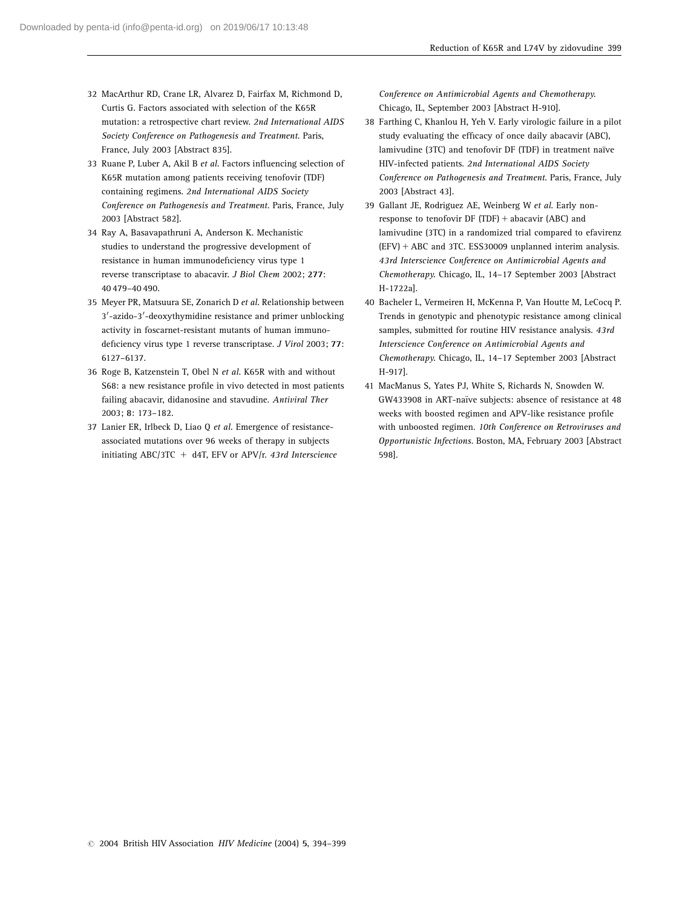32 MacArthur RD, Crane LR, Alvarez D, Fairfax M, Richmond D, Curtis G. Factors associated with selection of the K65R mutation: a retrospective chart review. *2nd International AIDS Society Conference on Pathogenesis and Treatment*. Paris, France, July 2003 [Abstract 835].

33 Ruane P, Luber A, Akil B *et al*. Factors influencing selection of K65R mutation among patients receiving tenofovir (TDF) containing regimens. *2nd International AIDS Society Conference on Pathogenesis and Treatment*. Paris, France, July 2003 [Abstract 582].

34 Ray A, Basavapathruni A, Anderson K. Mechanistic studies to understand the progressive development of resistance in human immunodeficiency virus type 1 reverse transcriptase to abacavir. *J Biol Chem* 2002; **277**: 40 479–40 490.

35 Meyer PR, Matsuura SE, Zonarich D *et al*. Relationship between 3′-azido-3′-deoxythymidine resistance and primer unblocking activity in foscarnet-resistant mutants of human immunodeficiency virus type 1 reverse transcriptase. *J Virol* 2003; **77**: 6127–6137.

36 Roge B, Katzenstein T, Obel N *et al*. K65R with and without S68: a new resistance profile in vivo detected in most patients failing abacavir, didanosine and stavudine. *Antiviral Ther* 2003; **8**: 173–182.

37 Lanier ER, Irlbeck D, Liao Q *et al*. Emergence of resistance-associated mutations over 96 weeks of therapy in subjects initiating ABC/3TC + d4T, EFV or APV/r. *43rd Interscience Conference on Antimicrobial Agents and Chemotherapy*. Chicago, IL, September 2003 [Abstract H-910].

38 Farthing C, Khanlou H, Yeh V. Early virologic failure in a pilot study evaluating the efficacy of once daily abacavir (ABC), lamivudine (3TC) and tenofovir DF (TDF) in treatment naïve HIV-infected patients. *2nd International AIDS Society Conference on Pathogenesis and Treatment*. Paris, France, July 2003 [Abstract 43].

39 Gallant JE, Rodriguez AE, Weinberg W *et al*. Early non-response to tenofovir DF (TDF) + abacavir (ABC) and lamivudine (3TC) in a randomized trial compared to efavirenz (EFV) + ABC and 3TC. ESS30009 unplanned interim analysis. *43rd Interscience Conference on Antimicrobial Agents and Chemotherapy*. Chicago, IL, 14–17 September 2003 [Abstract H-1722a].

40 Bacheler L, Vermeiren H, McKenna P, Van Houtte M, LeCocq P. Trends in genotypic and phenotypic resistance among clinical samples, submitted for routine HIV resistance analysis. *43rd Interscience Conference on Antimicrobial Agents and Chemotherapy*. Chicago, IL, 14–17 September 2003 [Abstract H-917].

41 MacManus S, Yates PJ, White S, Richards N, Snowden W. GW433908 in ART-naïve subjects: absence of resistance at 48 weeks with boosted regimen and APV-like resistance profile with unboosted regimen. *10th Conference on Retroviruses and Opportunistic Infections*. Boston, MA, February 2003 [Abstract 598].